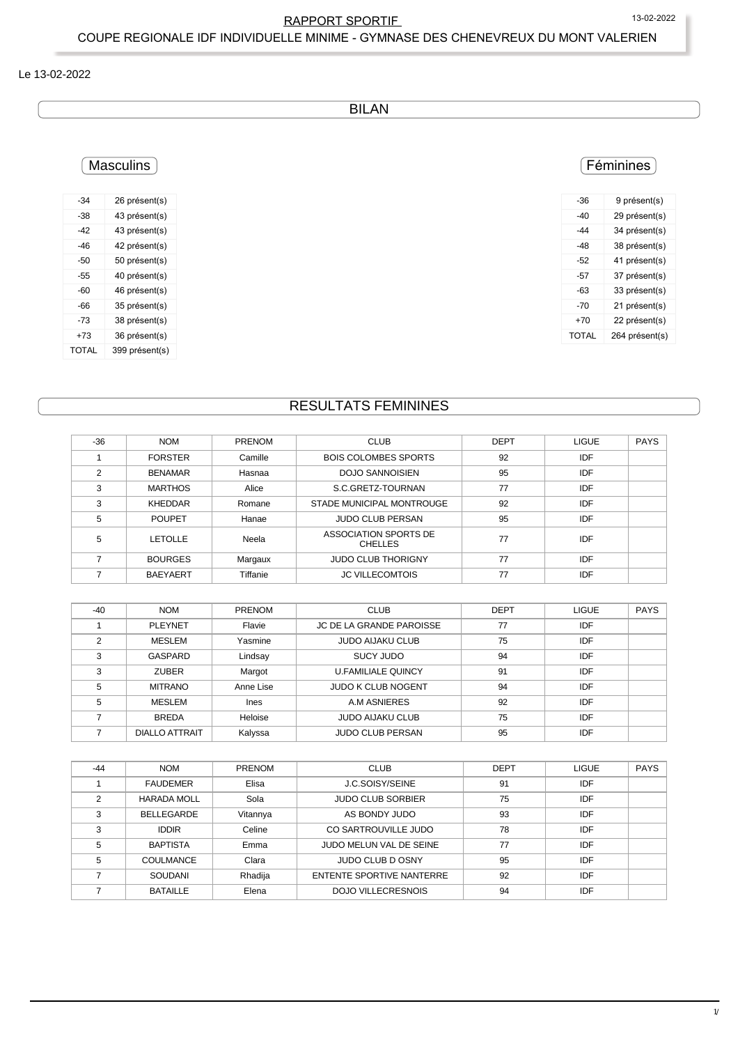# RAPPORT SPORTIF

COUPE REGIONALE IDF INDIVIDUELLE MINIME - GYMNASE DES CHENEVREUX DU MONT VALERIEN

Le 13-02-2022

## BILAN

### Masculins

| | |
|---|---|
| -34 | 26 présent(s) |
| -38 | 43 présent(s) |
| -42 | 43 présent(s) |
| -46 | 42 présent(s) |
| -50 | 50 présent(s) |
| -55 | 40 présent(s) |
| -60 | 46 présent(s) |
| -66 | 35 présent(s) |
| -73 | 38 présent(s) |
| +73 | 36 présent(s) |
| TOTAL | 399 présent(s) |

### Féminines

| | |
|---|---|
| -36 | 9 présent(s) |
| -40 | 29 présent(s) |
| -44 | 34 présent(s) |
| -48 | 38 présent(s) |
| -52 | 41 présent(s) |
| -57 | 37 présent(s) |
| -63 | 33 présent(s) |
| -70 | 21 présent(s) |
| +70 | 22 présent(s) |
| TOTAL | 264 présent(s) |

## RESULTATS FEMININES

| -36 | NOM | PRENOM | CLUB | DEPT | LIGUE | PAYS |
|---|---|---|---|---|---|---|
| 1 | FORSTER | Camille | BOIS COLOMBES SPORTS | 92 | IDF | |
| 2 | BENAMAR | Hasnaa | DOJO SANNOISIEN | 95 | IDF | |
| 3 | MARTHOS | Alice | S.C.GRETZ-TOURNAN | 77 | IDF | |
| 3 | KHEDDAR | Romane | STADE MUNICIPAL MONTROUGE | 92 | IDF | |
| 5 | POUPET | Hanae | JUDO CLUB PERSAN | 95 | IDF | |
| 5 | LETOLLE | Neela | ASSOCIATION SPORTS DE CHELLES | 77 | IDF | |
| 7 | BOURGES | Margaux | JUDO CLUB THORIGNY | 77 | IDF | |
| 7 | BAEYAERT | Tiffanie | JC VILLECOMTOIS | 77 | IDF | |

| -40 | NOM | PRENOM | CLUB | DEPT | LIGUE | PAYS |
|---|---|---|---|---|---|---|
| 1 | PLEYNET | Flavie | JC DE LA GRANDE PAROISSE | 77 | IDF | |
| 2 | MESLEM | Yasmine | JUDO AIJAKU CLUB | 75 | IDF | |
| 3 | GASPARD | Lindsay | SUCY JUDO | 94 | IDF | |
| 3 | ZUBER | Margot | U.FAMILIALE QUINCY | 91 | IDF | |
| 5 | MITRANO | Anne Lise | JUDO K CLUB NOGENT | 94 | IDF | |
| 5 | MESLEM | Ines | A.M ASNIERES | 92 | IDF | |
| 7 | BREDA | Heloise | JUDO AIJAKU CLUB | 75 | IDF | |
| 7 | DIALLO ATTRAIT | Kalyssa | JUDO CLUB PERSAN | 95 | IDF | |

| -44 | NOM | PRENOM | CLUB | DEPT | LIGUE | PAYS |
|---|---|---|---|---|---|---|
| 1 | FAUDEMER | Elisa | J.C.SOISY/SEINE | 91 | IDF | |
| 2 | HARADA MOLL | Sola | JUDO CLUB SORBIER | 75 | IDF | |
| 3 | BELLEGARDE | Vitannya | AS BONDY JUDO | 93 | IDF | |
| 3 | IDDIR | Celine | CO SARTROUVILLE JUDO | 78 | IDF | |
| 5 | BAPTISTA | Emma | JUDO MELUN VAL DE SEINE | 77 | IDF | |
| 5 | COULMANCE | Clara | JUDO CLUB D OSNY | 95 | IDF | |
| 7 | SOUDANI | Rhadija | ENTENTE SPORTIVE NANTERRE | 92 | IDF | |
| 7 | BATAILLE | Elena | DOJO VILLECRESNOIS | 94 | IDF | |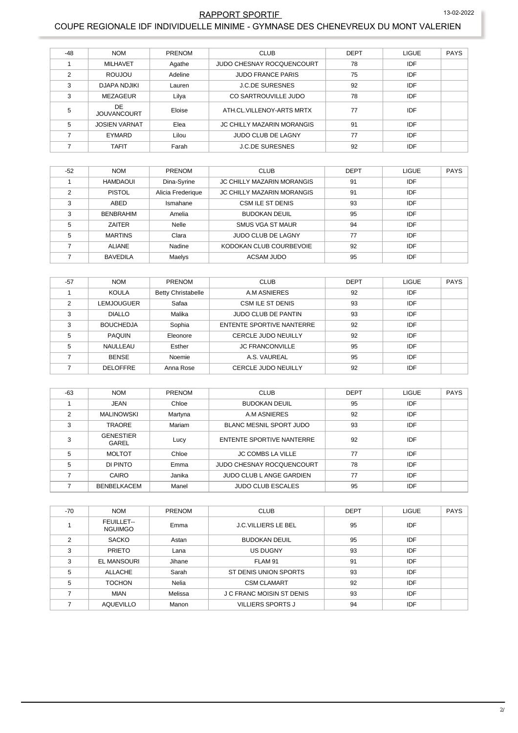## RAPPORT SPORTIF

## COUPE REGIONALE IDF INDIVIDUELLE MINIME - GYMNASE DES CHENEVREUX DU MONT VALERIEN

| -48 | NOM | PRENOM | CLUB | DEPT | LIGUE | PAYS |
|---|---|---|---|---|---|---|
| 1 | MILHAVET | Agathe | JUDO CHESNAY ROCQUENCOURT | 78 | IDF | |
| 2 | ROUJOU | Adeline | JUDO FRANCE PARIS | 75 | IDF | |
| 3 | DJAPA NDJIKI | Lauren | J.C.DE SURESNES | 92 | IDF | |
| 3 | MEZAGEUR | Lilya | CO SARTROUVILLE JUDO | 78 | IDF | |
| 5 | DE JOUVANCOURT | Eloise | ATH.CL.VILLENOY-ARTS MRTX | 77 | IDF | |
| 5 | JOSIEN VARNAT | Elea | JC CHILLY MAZARIN MORANGIS | 91 | IDF | |
| 7 | EYMARD | Lilou | JUDO CLUB DE LAGNY | 77 | IDF | |
| 7 | TAFIT | Farah | J.C.DE SURESNES | 92 | IDF | |

| -52 | NOM | PRENOM | CLUB | DEPT | LIGUE | PAYS |
|---|---|---|---|---|---|---|
| 1 | HAMDAOUI | Dina-Syrine | JC CHILLY MAZARIN MORANGIS | 91 | IDF | |
| 2 | PISTOL | Alicia Frederique | JC CHILLY MAZARIN MORANGIS | 91 | IDF | |
| 3 | ABED | Ismahane | CSM ILE ST DENIS | 93 | IDF | |
| 3 | BENBRAHIM | Amelia | BUDOKAN DEUIL | 95 | IDF | |
| 5 | ZAITER | Nelle | SMUS VGA ST MAUR | 94 | IDF | |
| 5 | MARTINS | Clara | JUDO CLUB DE LAGNY | 77 | IDF | |
| 7 | ALIANE | Nadine | KODOKAN CLUB COURBEVOIE | 92 | IDF | |
| 7 | BAVEDILA | Maelys | ACSAM JUDO | 95 | IDF | |

| -57 | NOM | PRENOM | CLUB | DEPT | LIGUE | PAYS |
|---|---|---|---|---|---|---|
| 1 | KOULA | Betty Christabelle | A.M ASNIERES | 92 | IDF | |
| 2 | LEMJOUGUER | Safaa | CSM ILE ST DENIS | 93 | IDF | |
| 3 | DIALLO | Malika | JUDO CLUB DE PANTIN | 93 | IDF | |
| 3 | BOUCHEDJA | Sophia | ENTENTE SPORTIVE NANTERRE | 92 | IDF | |
| 5 | PAQUIN | Eleonore | CERCLE JUDO NEUILLY | 92 | IDF | |
| 5 | NAULLEAU | Esther | JC FRANCONVILLE | 95 | IDF | |
| 7 | BENSE | Noemie | A.S. VAUREAL | 95 | IDF | |
| 7 | DELOFFRE | Anna Rose | CERCLE JUDO NEUILLY | 92 | IDF | |

| -63 | NOM | PRENOM | CLUB | DEPT | LIGUE | PAYS |
|---|---|---|---|---|---|---|
| 1 | JEAN | Chloe | BUDOKAN DEUIL | 95 | IDF | |
| 2 | MALINOWSKI | Martyna | A.M ASNIERES | 92 | IDF | |
| 3 | TRAORE | Mariam | BLANC MESNIL SPORT JUDO | 93 | IDF | |
| 3 | GENESTIER GAREL | Lucy | ENTENTE SPORTIVE NANTERRE | 92 | IDF | |
| 5 | MOLTOT | Chloe | JC COMBS LA VILLE | 77 | IDF | |
| 5 | DI PINTO | Emma | JUDO CHESNAY ROCQUENCOURT | 78 | IDF | |
| 7 | CAIRO | Janika | JUDO CLUB L ANGE GARDIEN | 77 | IDF | |
| 7 | BENBELKACEM | Manel | JUDO CLUB ESCALES | 95 | IDF | |

| -70 | NOM | PRENOM | CLUB | DEPT | LIGUE | PAYS |
|---|---|---|---|---|---|---|
| 1 | FEUILLET--NGUIMGO | Emma | J.C.VILLIERS LE BEL | 95 | IDF | |
| 2 | SACKO | Astan | BUDOKAN DEUIL | 95 | IDF | |
| 3 | PRIETO | Lana | US DUGNY | 93 | IDF | |
| 3 | EL MANSOURI | Jihane | FLAM 91 | 91 | IDF | |
| 5 | ALLACHE | Sarah | ST DENIS UNION SPORTS | 93 | IDF | |
| 5 | TOCHON | Nelia | CSM CLAMART | 92 | IDF | |
| 7 | MIAN | Melissa | J C FRANC MOISIN ST DENIS | 93 | IDF | |
| 7 | AQUEVILLO | Manon | VILLIERS SPORTS J | 94 | IDF | |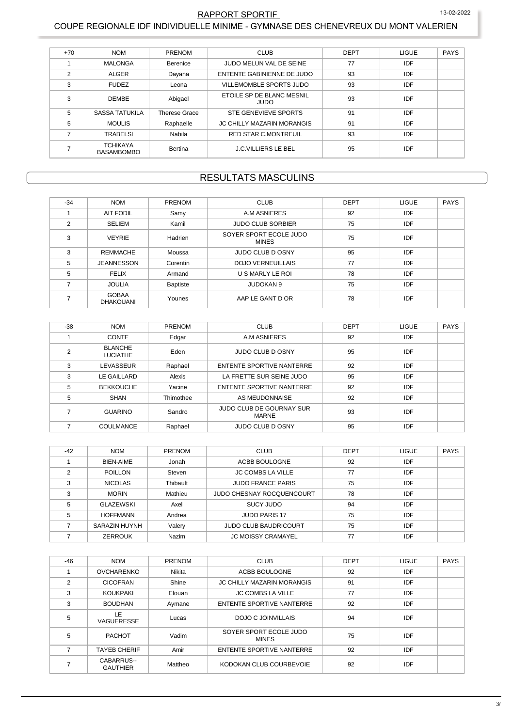RAPPORT SPORTIF

COUPE REGIONALE IDF INDIVIDUELLE MINIME - GYMNASE DES CHENEVREUX DU MONT VALERIEN

| +70 | NOM | PRENOM | CLUB | DEPT | LIGUE | PAYS |
|---|---|---|---|---|---|---|
| 1 | MALONGA | Berenice | JUDO MELUN VAL DE SEINE | 77 | IDF | |
| 2 | ALGER | Dayana | ENTENTE GABINIENNE DE JUDO | 93 | IDF | |
| 3 | FUDEZ | Leona | VILLEMOMBLE SPORTS JUDO | 93 | IDF | |
| 3 | DEMBE | Abigael | ETOILE SP DE BLANC MESNIL JUDO | 93 | IDF | |
| 5 | SASSA TATUKILA | Therese Grace | STE GENEVIEVE SPORTS | 91 | IDF | |
| 5 | MOULIS | Raphaelle | JC CHILLY MAZARIN MORANGIS | 91 | IDF | |
| 7 | TRABELSI | Nabila | RED STAR C.MONTREUIL | 93 | IDF | |
| 7 | TCHIKAYA BASAMBOMBO | Bertina | J.C.VILLIERS LE BEL | 95 | IDF | |

## RESULTATS MASCULINS

| -34 | NOM | PRENOM | CLUB | DEPT | LIGUE | PAYS |
|---|---|---|---|---|---|---|
| 1 | AIT FODIL | Samy | A.M ASNIERES | 92 | IDF | |
| 2 | SELIEM | Kamil | JUDO CLUB SORBIER | 75 | IDF | |
| 3 | VEYRIE | Hadrien | SOYER SPORT ECOLE JUDO MINES | 75 | IDF | |
| 3 | REMMACHE | Moussa | JUDO CLUB D OSNY | 95 | IDF | |
| 5 | JEANNESSON | Corentin | DOJO VERNEUILLAIS | 77 | IDF | |
| 5 | FELIX | Armand | U S MARLY LE ROI | 78 | IDF | |
| 7 | JOULIA | Baptiste | JUDOKAN 9 | 75 | IDF | |
| 7 | GOBAA DHAKOUANI | Younes | AAP LE GANT D OR | 78 | IDF | |

| -38 | NOM | PRENOM | CLUB | DEPT | LIGUE | PAYS |
|---|---|---|---|---|---|---|
| 1 | CONTE | Edgar | A.M ASNIERES | 92 | IDF | |
| 2 | BLANCHE LUCIATHE | Eden | JUDO CLUB D OSNY | 95 | IDF | |
| 3 | LEVASSEUR | Raphael | ENTENTE SPORTIVE NANTERRE | 92 | IDF | |
| 3 | LE GAILLARD | Alexis | LA FRETTE SUR SEINE JUDO | 95 | IDF | |
| 5 | BEKKOUCHE | Yacine | ENTENTE SPORTIVE NANTERRE | 92 | IDF | |
| 5 | SHAN | Thimothee | AS MEUDONNAISE | 92 | IDF | |
| 7 | GUARINO | Sandro | JUDO CLUB DE GOURNAY SUR MARNE | 93 | IDF | |
| 7 | COULMANCE | Raphael | JUDO CLUB D OSNY | 95 | IDF | |

| -42 | NOM | PRENOM | CLUB | DEPT | LIGUE | PAYS |
|---|---|---|---|---|---|---|
| 1 | BIEN-AIME | Jonah | ACBB BOULOGNE | 92 | IDF | |
| 2 | POILLON | Steven | JC COMBS LA VILLE | 77 | IDF | |
| 3 | NICOLAS | Thibault | JUDO FRANCE PARIS | 75 | IDF | |
| 3 | MORIN | Mathieu | JUDO CHESNAY ROCQUENCOURT | 78 | IDF | |
| 5 | GLAZEWSKI | Axel | SUCY JUDO | 94 | IDF | |
| 5 | HOFFMANN | Andrea | JUDO PARIS 17 | 75 | IDF | |
| 7 | SARAZIN HUYNH | Valery | JUDO CLUB BAUDRICOURT | 75 | IDF | |
| 7 | ZERROUK | Nazim | JC MOISSY CRAMAYEL | 77 | IDF | |

| -46 | NOM | PRENOM | CLUB | DEPT | LIGUE | PAYS |
|---|---|---|---|---|---|---|
| 1 | OVCHARENKO | Nikita | ACBB BOULOGNE | 92 | IDF | |
| 2 | CICOFRAN | Shine | JC CHILLY MAZARIN MORANGIS | 91 | IDF | |
| 3 | KOUKPAKI | Elouan | JC COMBS LA VILLE | 77 | IDF | |
| 3 | BOUDHAN | Aymane | ENTENTE SPORTIVE NANTERRE | 92 | IDF | |
| 5 | LE VAGUERESSE | Lucas | DOJO C JOINVILLAIS | 94 | IDF | |
| 5 | PACHOT | Vadim | SOYER SPORT ECOLE JUDO MINES | 75 | IDF | |
| 7 | TAYEB CHERIF | Amir | ENTENTE SPORTIVE NANTERRE | 92 | IDF | |
| 7 | CABARRUS--GAUTHIER | Mattheo | KODOKAN CLUB COURBEVOIE | 92 | IDF | |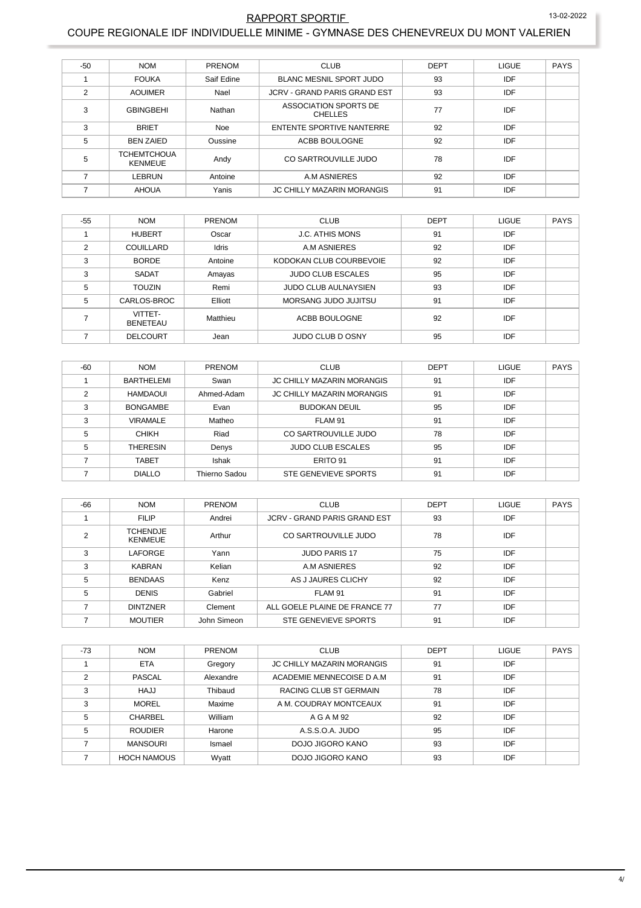# RAPPORT SPORTIF

## COUPE REGIONALE IDF INDIVIDUELLE MINIME - GYMNASE DES CHENEVREUX DU MONT VALERIEN

| -50 | NOM | PRENOM | CLUB | DEPT | LIGUE | PAYS |
|---|---|---|---|---|---|---|
| 1 | FOUKA | Saif Edine | BLANC MESNIL SPORT JUDO | 93 | IDF | |
| 2 | AOUIMER | Nael | JCRV - GRAND PARIS GRAND EST | 93 | IDF | |
| 3 | GBINGBEHI | Nathan | ASSOCIATION SPORTS DE CHELLES | 77 | IDF | |
| 3 | BRIET | Noe | ENTENTE SPORTIVE NANTERRE | 92 | IDF | |
| 5 | BEN ZAIED | Oussine | ACBB BOULOGNE | 92 | IDF | |
| 5 | TCHEMTCHOUA KENMEUE | Andy | CO SARTROUVILLE JUDO | 78 | IDF | |
| 7 | LEBRUN | Antoine | A.M ASNIERES | 92 | IDF | |
| 7 | AHOUA | Yanis | JC CHILLY MAZARIN MORANGIS | 91 | IDF | |

| -55 | NOM | PRENOM | CLUB | DEPT | LIGUE | PAYS |
|---|---|---|---|---|---|---|
| 1 | HUBERT | Oscar | J.C. ATHIS MONS | 91 | IDF | |
| 2 | COUILLARD | Idris | A.M ASNIERES | 92 | IDF | |
| 3 | BORDE | Antoine | KODOKAN CLUB COURBEVOIE | 92 | IDF | |
| 3 | SADAT | Amayas | JUDO CLUB ESCALES | 95 | IDF | |
| 5 | TOUZIN | Remi | JUDO CLUB AULNAYSIEN | 93 | IDF | |
| 5 | CARLOS-BROC | Elliott | MORSANG JUDO JUJITSU | 91 | IDF | |
| 7 | VITTET-BENETEAU | Matthieu | ACBB BOULOGNE | 92 | IDF | |
| 7 | DELCOURT | Jean | JUDO CLUB D OSNY | 95 | IDF | |

| -60 | NOM | PRENOM | CLUB | DEPT | LIGUE | PAYS |
|---|---|---|---|---|---|---|
| 1 | BARTHELEMI | Swan | JC CHILLY MAZARIN MORANGIS | 91 | IDF | |
| 2 | HAMDAOUI | Ahmed-Adam | JC CHILLY MAZARIN MORANGIS | 91 | IDF | |
| 3 | BONGAMBE | Evan | BUDOKAN DEUIL | 95 | IDF | |
| 3 | VIRAMALE | Matheo | FLAM 91 | 91 | IDF | |
| 5 | CHIKH | Riad | CO SARTROUVILLE JUDO | 78 | IDF | |
| 5 | THERESIN | Denys | JUDO CLUB ESCALES | 95 | IDF | |
| 7 | TABET | Ishak | ERITO 91 | 91 | IDF | |
| 7 | DIALLO | Thierno Sadou | STE GENEVIEVE SPORTS | 91 | IDF | |

| -66 | NOM | PRENOM | CLUB | DEPT | LIGUE | PAYS |
|---|---|---|---|---|---|---|
| 1 | FILIP | Andrei | JCRV - GRAND PARIS GRAND EST | 93 | IDF | |
| 2 | TCHENDJE KENMEUE | Arthur | CO SARTROUVILLE JUDO | 78 | IDF | |
| 3 | LAFORGE | Yann | JUDO PARIS 17 | 75 | IDF | |
| 3 | KABRAN | Kelian | A.M ASNIERES | 92 | IDF | |
| 5 | BENDAAS | Kenz | AS J JAURES CLICHY | 92 | IDF | |
| 5 | DENIS | Gabriel | FLAM 91 | 91 | IDF | |
| 7 | DINTZNER | Clement | ALL GOELE PLAINE DE FRANCE 77 | 77 | IDF | |
| 7 | MOUTIER | John Simeon | STE GENEVIEVE SPORTS | 91 | IDF | |

| -73 | NOM | PRENOM | CLUB | DEPT | LIGUE | PAYS |
|---|---|---|---|---|---|---|
| 1 | ETA | Gregory | JC CHILLY MAZARIN MORANGIS | 91 | IDF | |
| 2 | PASCAL | Alexandre | ACADEMIE MENNECOISE D A.M | 91 | IDF | |
| 3 | HAJJ | Thibaud | RACING CLUB ST GERMAIN | 78 | IDF | |
| 3 | MOREL | Maxime | A M. COUDRAY MONTCEAUX | 91 | IDF | |
| 5 | CHARBEL | William | A G A M 92 | 92 | IDF | |
| 5 | ROUDIER | Harone | A.S.S.O.A. JUDO | 95 | IDF | |
| 7 | MANSOURI | Ismael | DOJO JIGORO KANO | 93 | IDF | |
| 7 | HOCH NAMOUS | Wyatt | DOJO JIGORO KANO | 93 | IDF | |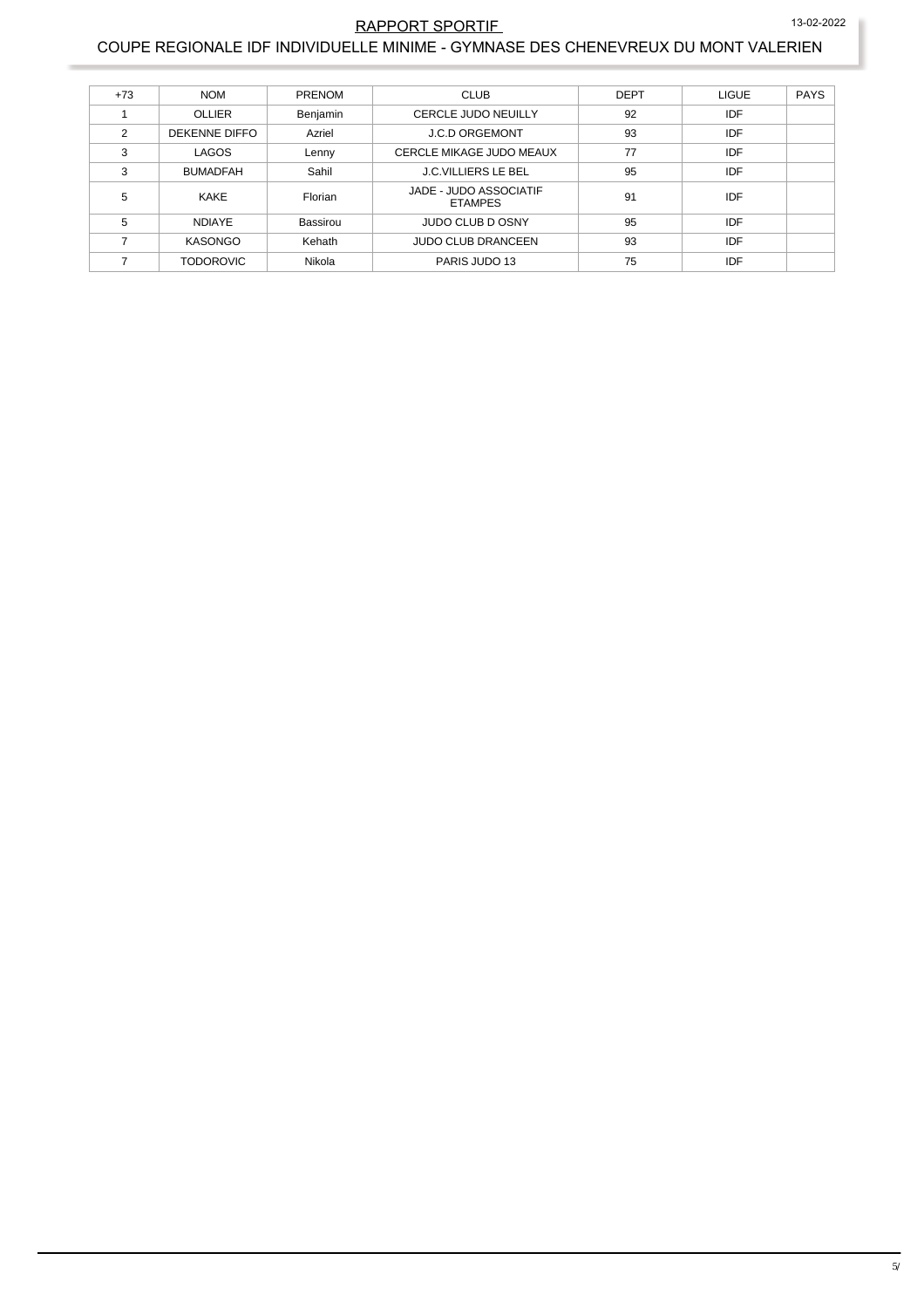RAPPORT SPORTIF

COUPE REGIONALE IDF INDIVIDUELLE MINIME - GYMNASE DES CHENEVREUX DU MONT VALERIEN

| +73 | NOM | PRENOM | CLUB | DEPT | LIGUE | PAYS |
|---|---|---|---|---|---|---|
| 1 | OLLIER | Benjamin | CERCLE JUDO NEUILLY | 92 | IDF | |
| 2 | DEKENNE DIFFO | Azriel | J.C.D ORGEMONT | 93 | IDF | |
| 3 | LAGOS | Lenny | CERCLE MIKAGE JUDO MEAUX | 77 | IDF | |
| 3 | BUMADFAH | Sahil | J.C.VILLIERS LE BEL | 95 | IDF | |
| 5 | KAKE | Florian | JADE - JUDO ASSOCIATIF ETAMPES | 91 | IDF | |
| 5 | NDIAYE | Bassirou | JUDO CLUB D OSNY | 95 | IDF | |
| 7 | KASONGO | Kehath | JUDO CLUB DRANCEEN | 93 | IDF | |
| 7 | TODOROVIC | Nikola | PARIS JUDO 13 | 75 | IDF | |